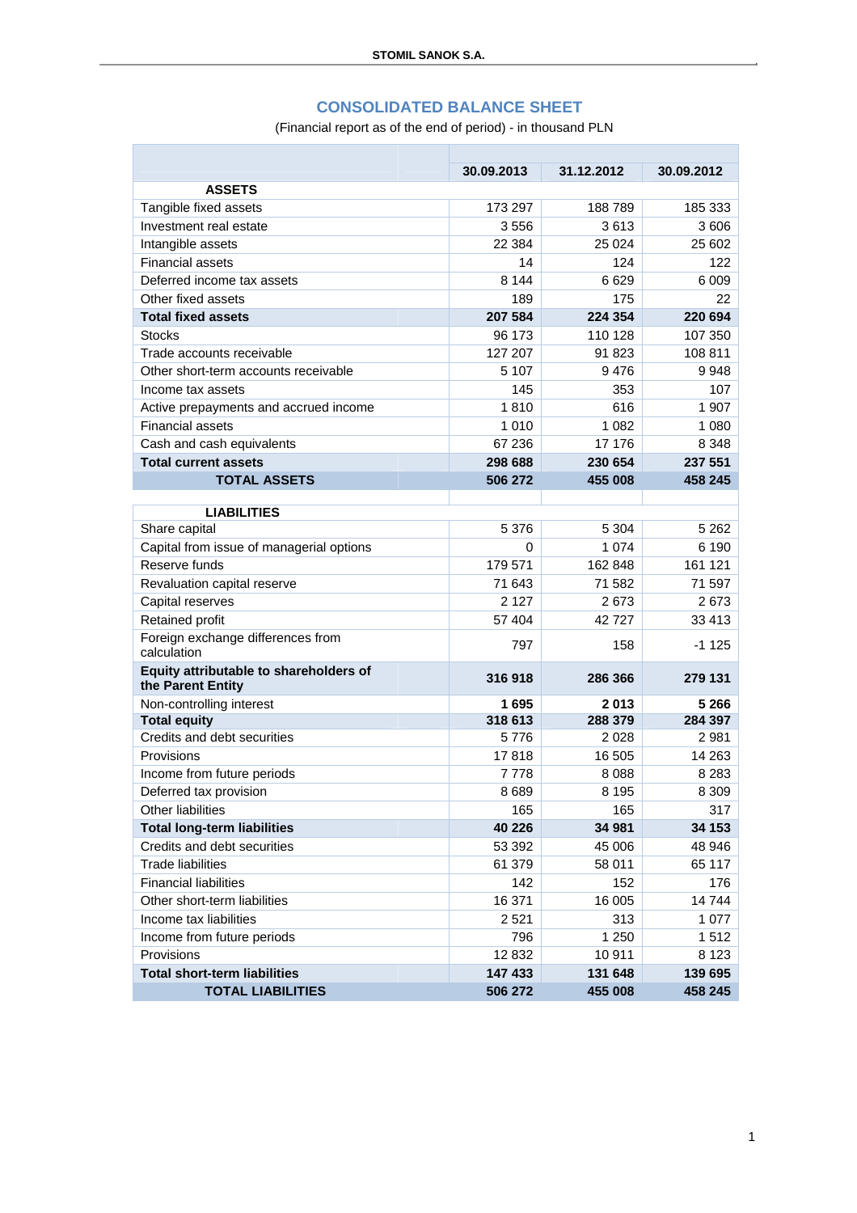STOMIL SANOK S.A.

# CONSOLIDATED BALANCE SHEET

(Financial report as of the end of period) - in thousand PLN

| | 30.09.2013 | 31.12.2012 | 30.09.2012 |
|---|---|---|---|
| **ASSETS** | | | |
| Tangible fixed assets | 173 297 | 188 789 | 185 333 |
| Investment real estate | 3 556 | 3 613 | 3 606 |
| Intangible assets | 22 384 | 25 024 | 25 602 |
| Financial assets | 14 | 124 | 122 |
| Deferred income tax assets | 8 144 | 6 629 | 6 009 |
| Other fixed assets | 189 | 175 | 22 |
| **Total fixed assets** | **207 584** | **224 354** | **220 694** |
| Stocks | 96 173 | 110 128 | 107 350 |
| Trade accounts receivable | 127 207 | 91 823 | 108 811 |
| Other short-term accounts receivable | 5 107 | 9 476 | 9 948 |
| Income tax assets | 145 | 353 | 107 |
| Active prepayments and accrued income | 1 810 | 616 | 1 907 |
| Financial assets | 1 010 | 1 082 | 1 080 |
| Cash and cash equivalents | 67 236 | 17 176 | 8 348 |
| **Total current assets** | **298 688** | **230 654** | **237 551** |
| **TOTAL ASSETS** | **506 272** | **455 008** | **458 245** |
| | | | |
| **LIABILITIES** | | | |
| Share capital | 5 376 | 5 304 | 5 262 |
| Capital from issue of managerial options | 0 | 1 074 | 6 190 |
| Reserve funds | 179 571 | 162 848 | 161 121 |
| Revaluation capital reserve | 71 643 | 71 582 | 71 597 |
| Capital reserves | 2 127 | 2 673 | 2 673 |
| Retained profit | 57 404 | 42 727 | 33 413 |
| Foreign exchange differences from calculation | 797 | 158 | -1 125 |
| **Equity attributable to shareholders of the Parent Entity** | **316 918** | **286 366** | **279 131** |
| Non-controlling interest | **1 695** | **2 013** | **5 266** |
| **Total equity** | **318 613** | **288 379** | **284 397** |
| Credits and debt securities | 5 776 | 2 028 | 2 981 |
| Provisions | 17 818 | 16 505 | 14 263 |
| Income from future periods | 7 778 | 8 088 | 8 283 |
| Deferred tax provision | 8 689 | 8 195 | 8 309 |
| Other liabilities | 165 | 165 | 317 |
| **Total long-term liabilities** | **40 226** | **34 981** | **34 153** |
| Credits and debt securities | 53 392 | 45 006 | 48 946 |
| Trade liabilities | 61 379 | 58 011 | 65 117 |
| Financial liabilities | 142 | 152 | 176 |
| Other short-term liabilities | 16 371 | 16 005 | 14 744 |
| Income tax liabilities | 2 521 | 313 | 1 077 |
| Income from future periods | 796 | 1 250 | 1 512 |
| Provisions | 12 832 | 10 911 | 8 123 |
| **Total short-term liabilities** | **147 433** | **131 648** | **139 695** |
| **TOTAL LIABILITIES** | **506 272** | **455 008** | **458 245** |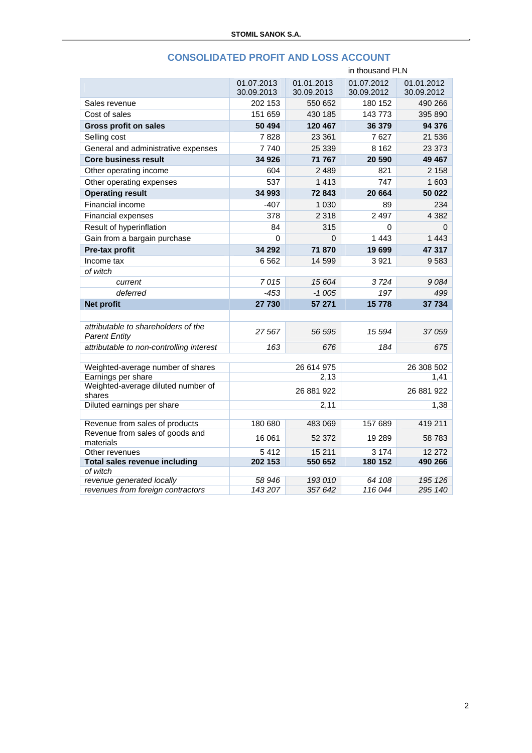## CONSOLIDATED PROFIT AND LOSS ACCOUNT

in thousand PLN

| | 01.07.2013 30.09.2013 | 01.01.2013 30.09.2013 | 01.07.2012 30.09.2012 | 01.01.2012 30.09.2012 |
|---|---|---|---|---|
| Sales revenue | 202 153 | 550 652 | 180 152 | 490 266 |
| Cost of sales | 151 659 | 430 185 | 143 773 | 395 890 |
| **Gross profit on sales** | **50 494** | **120 467** | **36 379** | **94 376** |
| Selling cost | 7 828 | 23 361 | 7 627 | 21 536 |
| General and administrative expenses | 7 740 | 25 339 | 8 162 | 23 373 |
| **Core business result** | **34 926** | **71 767** | **20 590** | **49 467** |
| Other operating income | 604 | 2 489 | 821 | 2 158 |
| Other operating expenses | 537 | 1 413 | 747 | 1 603 |
| **Operating result** | **34 993** | **72 843** | **20 664** | **50 022** |
| Financial income | -407 | 1 030 | 89 | 234 |
| Financial expenses | 378 | 2 318 | 2 497 | 4 382 |
| Result of hyperinflation | 84 | 315 | 0 | 0 |
| Gain from a bargain purchase | 0 | 0 | 1 443 | 1 443 |
| **Pre-tax profit** | **34 292** | **71 870** | **19 699** | **47 317** |
| Income tax | 6 562 | 14 599 | 3 921 | 9 583 |
| *of witch* | | | | |
| *current* | *7 015* | *15 604* | *3 724* | *9 084* |
| *deferred* | *-453* | *-1 005* | *197* | *499* |
| **Net profit** | **27 730** | **57 271** | **15 778** | **37 734** |
| | | | | |
| *attributable to shareholders of the Parent Entity* | *27 567* | *56 595* | *15 594* | *37 059* |
| *attributable to non-controlling interest* | *163* | *676* | *184* | *675* |
| | | | | |
| Weighted-average number of shares | | 26 614 975 | | 26 308 502 |
| Earnings per share | | 2,13 | | 1,41 |
| Weighted-average diluted number of shares | | 26 881 922 | | 26 881 922 |
| Diluted earnings per share | | 2,11 | | 1,38 |
| | | | | |
| Revenue from sales of products | 180 680 | 483 069 | 157 689 | 419 211 |
| Revenue from sales of goods and materials | 16 061 | 52 372 | 19 289 | 58 783 |
| Other revenues | 5 412 | 15 211 | 3 174 | 12 272 |
| **Total sales revenue including** | **202 153** | **550 652** | **180 152** | **490 266** |
| *of witch* | | | | |
| *revenue generated locally* | *58 946* | *193 010* | *64 108* | *195 126* |
| *revenues from foreign contractors* | *143 207* | *357 642* | *116 044* | *295 140* |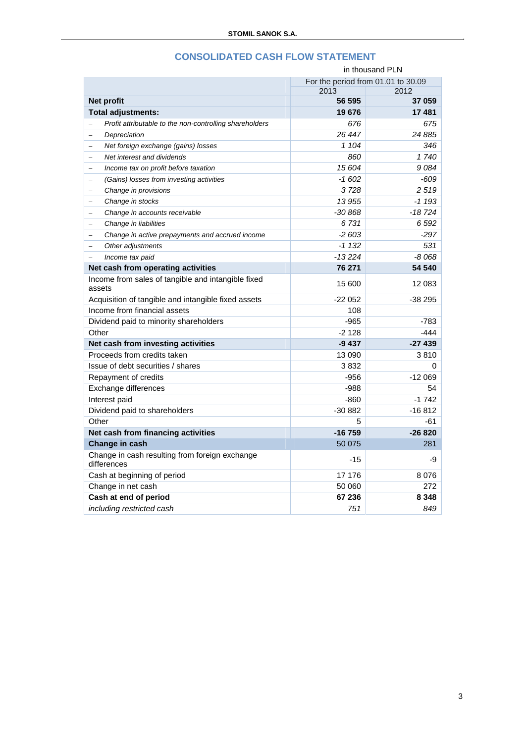## CONSOLIDATED CASH FLOW STATEMENT

in thousand PLN

| | For the period from 01.01 to 30.09 | |
|---|---|---|
| | 2013 | 2012 |
| **Net profit** | **56 595** | **37 059** |
| **Total adjustments:** | **19 676** | **17 481** |
| – *Profit attributable to the non-controlling shareholders* | *676* | *675* |
| – *Depreciation* | *26 447* | *24 885* |
| – *Net foreign exchange (gains) losses* | *1 104* | *346* |
| – *Net interest and dividends* | *860* | *1 740* |
| – *Income tax on profit before taxation* | *15 604* | *9 084* |
| – *(Gains) losses from investing activities* | *-1 602* | *-609* |
| – *Change in provisions* | *3 728* | *2 519* |
| – *Change in stocks* | *13 955* | *-1 193* |
| – *Change in accounts receivable* | *-30 868* | *-18 724* |
| – *Change in liabilities* | *6 731* | *6 592* |
| – *Change in active prepayments and accrued income* | *-2 603* | *-297* |
| – *Other adjustments* | *-1 132* | *531* |
| – *Income tax paid* | *-13 224* | *-8 068* |
| **Net cash from operating activities** | **76 271** | **54 540** |
| Income from sales of tangible and intangible fixed assets | 15 600 | 12 083 |
| Acquisition of tangible and intangible fixed assets | -22 052 | -38 295 |
| Income from financial assets | 108 | |
| Dividend paid to minority shareholders | -965 | -783 |
| Other | -2 128 | -444 |
| **Net cash from investing activities** | **-9 437** | **-27 439** |
| Proceeds from credits taken | 13 090 | 3 810 |
| Issue of debt securities / shares | 3 832 | 0 |
| Repayment of credits | -956 | -12 069 |
| Exchange differences | -988 | 54 |
| Interest paid | -860 | -1 742 |
| Dividend paid to shareholders | -30 882 | -16 812 |
| Other | 5 | -61 |
| **Net cash from financing activities** | **-16 759** | **-26 820** |
| **Change in cash** | 50 075 | 281 |
| Change in cash resulting from foreign exchange differences | -15 | -9 |
| Cash at beginning of period | 17 176 | 8 076 |
| Change in net cash | 50 060 | 272 |
| **Cash at end of period** | **67 236** | **8 348** |
| *including restricted cash* | *751* | *849* |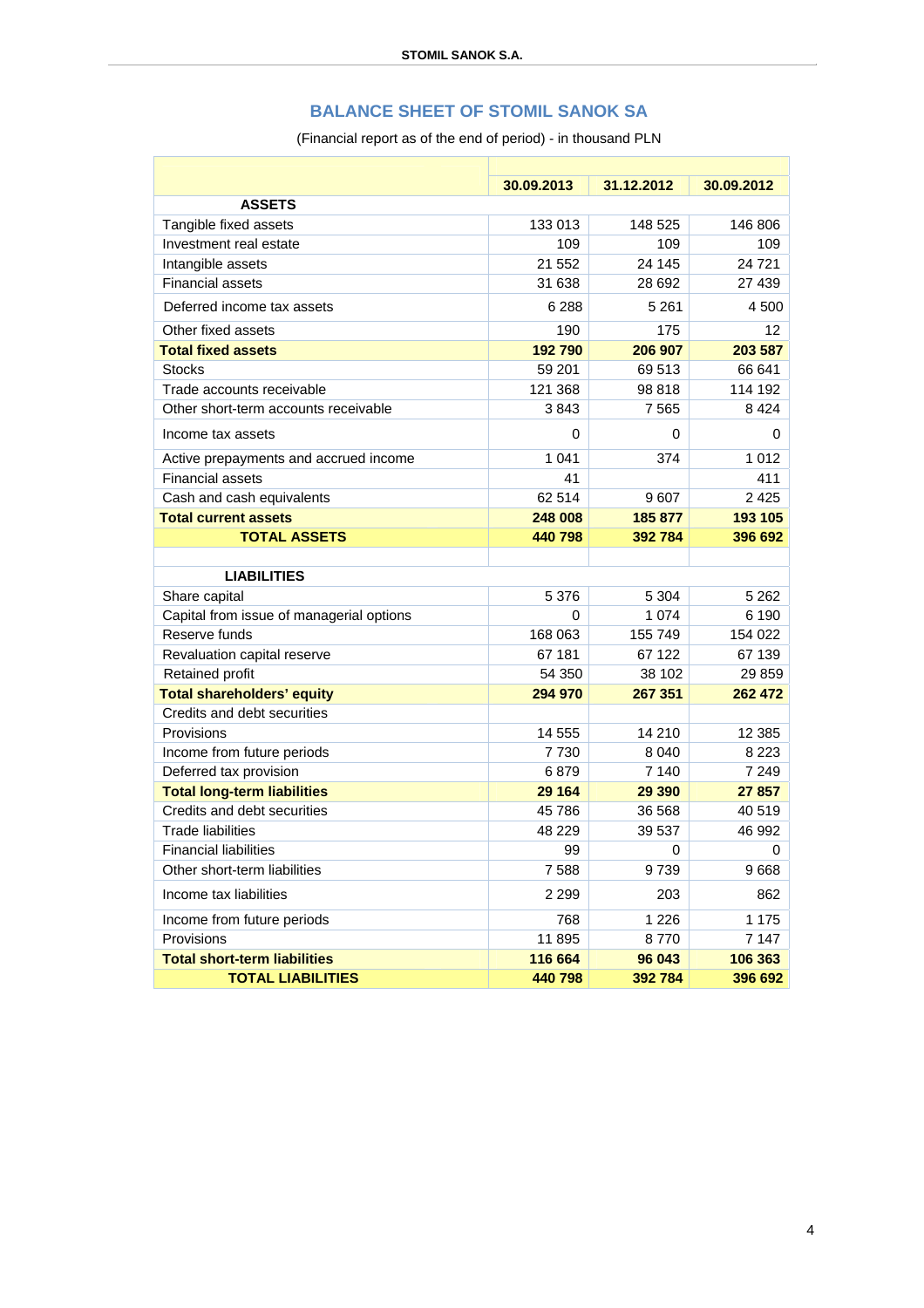## BALANCE SHEET OF STOMIL SANOK SA

(Financial report as of the end of period) - in thousand PLN

| | 30.09.2013 | 31.12.2012 | 30.09.2012 |
|---|---|---|---|
| **ASSETS** | | | |
| Tangible fixed assets | 133 013 | 148 525 | 146 806 |
| Investment real estate | 109 | 109 | 109 |
| Intangible assets | 21 552 | 24 145 | 24 721 |
| Financial assets | 31 638 | 28 692 | 27 439 |
| Deferred income tax assets | 6 288 | 5 261 | 4 500 |
| Other fixed assets | 190 | 175 | 12 |
| **Total fixed assets** | **192 790** | **206 907** | **203 587** |
| Stocks | 59 201 | 69 513 | 66 641 |
| Trade accounts receivable | 121 368 | 98 818 | 114 192 |
| Other short-term accounts receivable | 3 843 | 7 565 | 8 424 |
| Income tax assets | 0 | 0 | 0 |
| Active prepayments and accrued income | 1 041 | 374 | 1 012 |
| Financial assets | 41 | | 411 |
| Cash and cash equivalents | 62 514 | 9 607 | 2 425 |
| **Total current assets** | **248 008** | **185 877** | **193 105** |
| **TOTAL ASSETS** | **440 798** | **392 784** | **396 692** |
| | | | |
| **LIABILITIES** | | | |
| Share capital | 5 376 | 5 304 | 5 262 |
| Capital from issue of managerial options | 0 | 1 074 | 6 190 |
| Reserve funds | 168 063 | 155 749 | 154 022 |
| Revaluation capital reserve | 67 181 | 67 122 | 67 139 |
| Retained profit | 54 350 | 38 102 | 29 859 |
| **Total shareholders' equity** | **294 970** | **267 351** | **262 472** |
| Credits and debt securities | | | |
| Provisions | 14 555 | 14 210 | 12 385 |
| Income from future periods | 7 730 | 8 040 | 8 223 |
| Deferred tax provision | 6 879 | 7 140 | 7 249 |
| **Total long-term liabilities** | **29 164** | **29 390** | **27 857** |
| Credits and debt securities | 45 786 | 36 568 | 40 519 |
| Trade liabilities | 48 229 | 39 537 | 46 992 |
| Financial liabilities | 99 | 0 | 0 |
| Other short-term liabilities | 7 588 | 9 739 | 9 668 |
| Income tax liabilities | 2 299 | 203 | 862 |
| Income from future periods | 768 | 1 226 | 1 175 |
| Provisions | 11 895 | 8 770 | 7 147 |
| **Total short-term liabilities** | **116 664** | **96 043** | **106 363** |
| **TOTAL LIABILITIES** | **440 798** | **392 784** | **396 692** |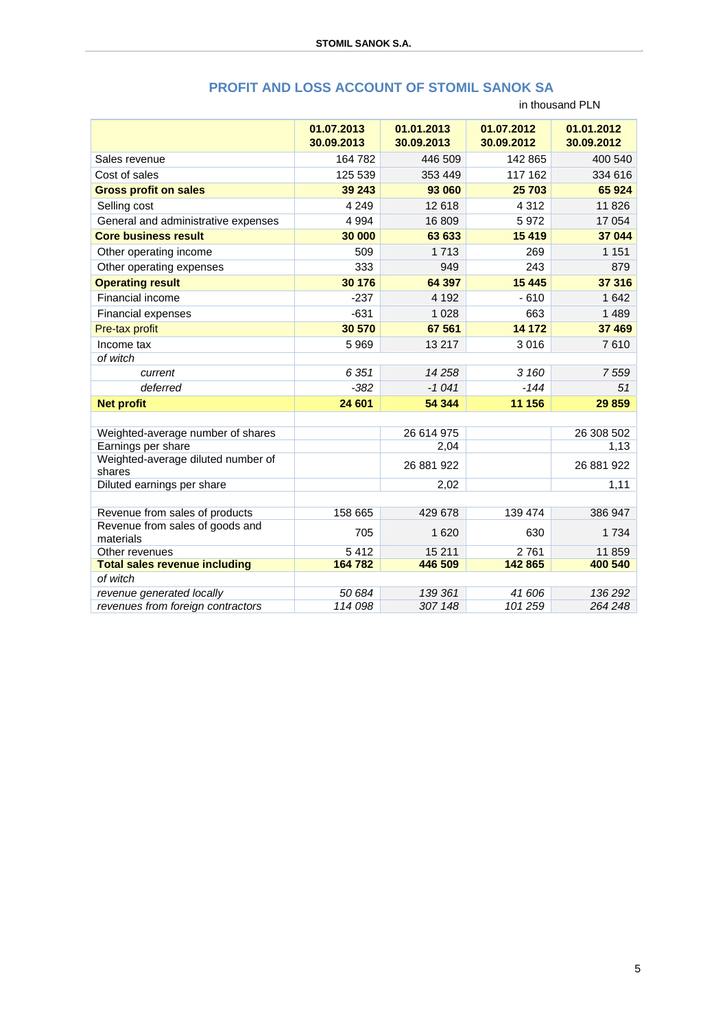## PROFIT AND LOSS ACCOUNT OF STOMIL SANOK SA

in thousand PLN

| | 01.07.2013 30.09.2013 | 01.01.2013 30.09.2013 | 01.07.2012 30.09.2012 | 01.01.2012 30.09.2012 |
|---|---|---|---|---|
| Sales revenue | 164 782 | 446 509 | 142 865 | 400 540 |
| Cost of sales | 125 539 | 353 449 | 117 162 | 334 616 |
| **Gross profit on sales** | **39 243** | **93 060** | **25 703** | **65 924** |
| Selling cost | 4 249 | 12 618 | 4 312 | 11 826 |
| General and administrative expenses | 4 994 | 16 809 | 5 972 | 17 054 |
| **Core business result** | **30 000** | **63 633** | **15 419** | **37 044** |
| Other operating income | 509 | 1 713 | 269 | 1 151 |
| Other operating expenses | 333 | 949 | 243 | 879 |
| **Operating result** | **30 176** | **64 397** | **15 445** | **37 316** |
| Financial income | -237 | 4 192 | - 610 | 1 642 |
| Financial expenses | -631 | 1 028 | 663 | 1 489 |
| Pre-tax profit | **30 570** | **67 561** | **14 172** | **37 469** |
| Income tax | 5 969 | 13 217 | 3 016 | 7 610 |
| *of witch* | | | | |
| *current* | *6 351* | *14 258* | *3 160* | *7 559* |
| *deferred* | *-382* | *-1 041* | *-144* | *51* |
| **Net profit** | **24 601** | **54 344** | **11 156** | **29 859** |
| | | | | |
| Weighted-average number of shares | | 26 614 975 | | 26 308 502 |
| Earnings per share | | 2,04 | | 1,13 |
| Weighted-average diluted number of shares | | 26 881 922 | | 26 881 922 |
| Diluted earnings per share | | 2,02 | | 1,11 |
| | | | | |
| Revenue from sales of products | 158 665 | 429 678 | 139 474 | 386 947 |
| Revenue from sales of goods and materials | 705 | 1 620 | 630 | 1 734 |
| Other revenues | 5 412 | 15 211 | 2 761 | 11 859 |
| **Total sales revenue including** | **164 782** | **446 509** | **142 865** | **400 540** |
| *of witch* | | | | |
| *revenue generated locally* | *50 684* | *139 361* | *41 606* | *136 292* |
| *revenues from foreign contractors* | *114 098* | *307 148* | *101 259* | *264 248* |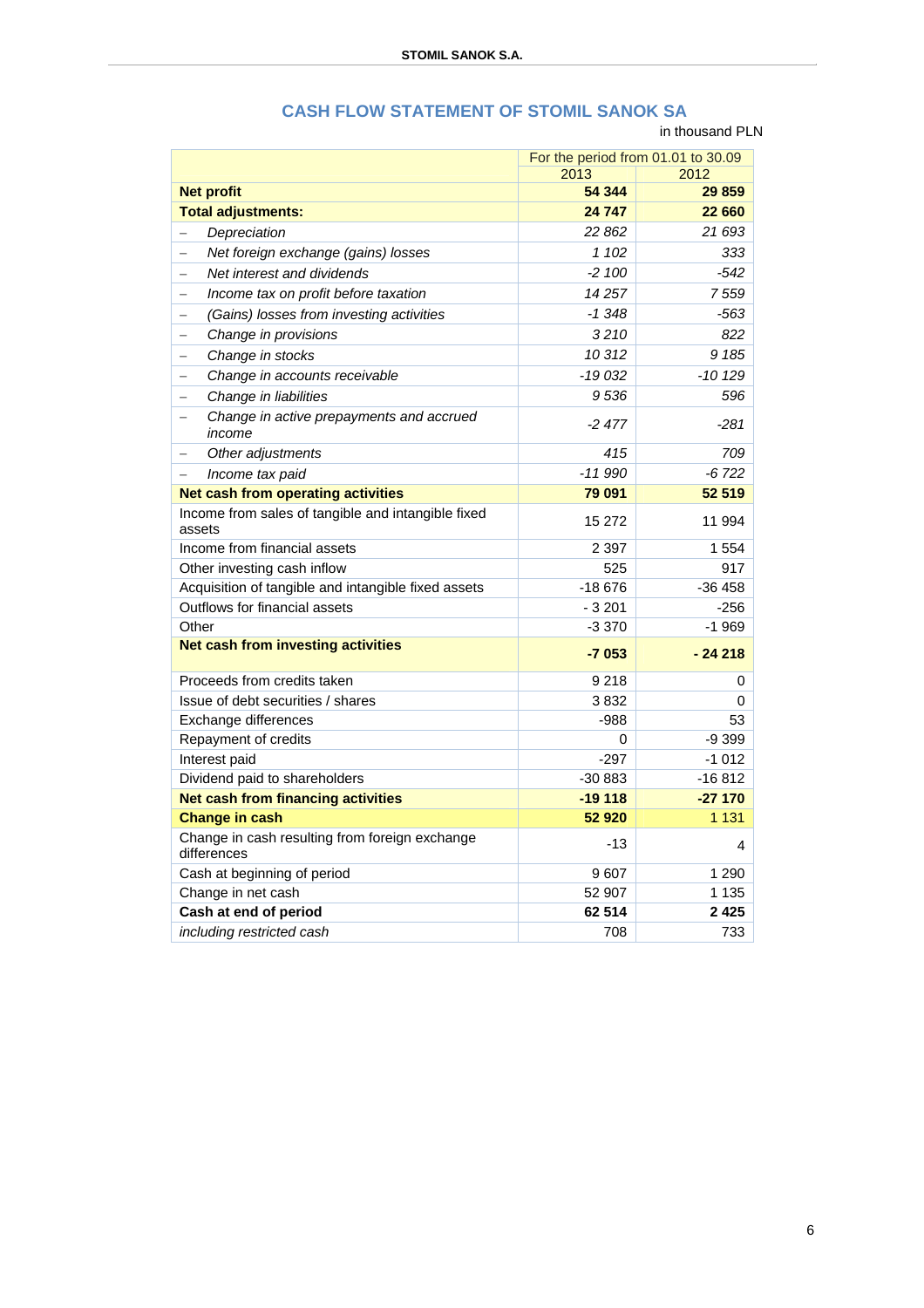# CASH FLOW STATEMENT OF STOMIL SANOK SA

in thousand PLN

| | For the period from 01.01 to 30.09 | |
|---|---|---|
| | 2013 | 2012 |
| **Net profit** | **54 344** | **29 859** |
| **Total adjustments:** | **24 747** | **22 660** |
| – *Depreciation* | *22 862* | *21 693* |
| – *Net foreign exchange (gains) losses* | *1 102* | *333* |
| – *Net interest and dividends* | *-2 100* | *-542* |
| – *Income tax on profit before taxation* | *14 257* | *7 559* |
| – *(Gains) losses from investing activities* | *-1 348* | *-563* |
| – *Change in provisions* | *3 210* | *822* |
| – *Change in stocks* | *10 312* | *9 185* |
| – *Change in accounts receivable* | *-19 032* | *-10 129* |
| – *Change in liabilities* | *9 536* | *596* |
| – *Change in active prepayments and accrued income* | *-2 477* | *-281* |
| – *Other adjustments* | *415* | *709* |
| – *Income tax paid* | *-11 990* | *-6 722* |
| **Net cash from operating activities** | **79 091** | **52 519** |
| Income from sales of tangible and intangible fixed assets | 15 272 | 11 994 |
| Income from financial assets | 2 397 | 1 554 |
| Other investing cash inflow | 525 | 917 |
| Acquisition of tangible and intangible fixed assets | -18 676 | -36 458 |
| Outflows for financial assets | - 3 201 | -256 |
| Other | -3 370 | -1 969 |
| **Net cash from investing activities** | **-7 053** | **- 24 218** |
| Proceeds from credits taken | 9 218 | 0 |
| Issue of debt securities / shares | 3 832 | 0 |
| Exchange differences | -988 | 53 |
| Repayment of credits | 0 | -9 399 |
| Interest paid | -297 | -1 012 |
| Dividend paid to shareholders | -30 883 | -16 812 |
| **Net cash from financing activities** | **-19 118** | **-27 170** |
| **Change in cash** | **52 920** | 1 131 |
| Change in cash resulting from foreign exchange differences | -13 | 4 |
| Cash at beginning of period | 9 607 | 1 290 |
| Change in net cash | 52 907 | 1 135 |
| **Cash at end of period** | **62 514** | **2 425** |
| *including restricted cash* | 708 | 733 |